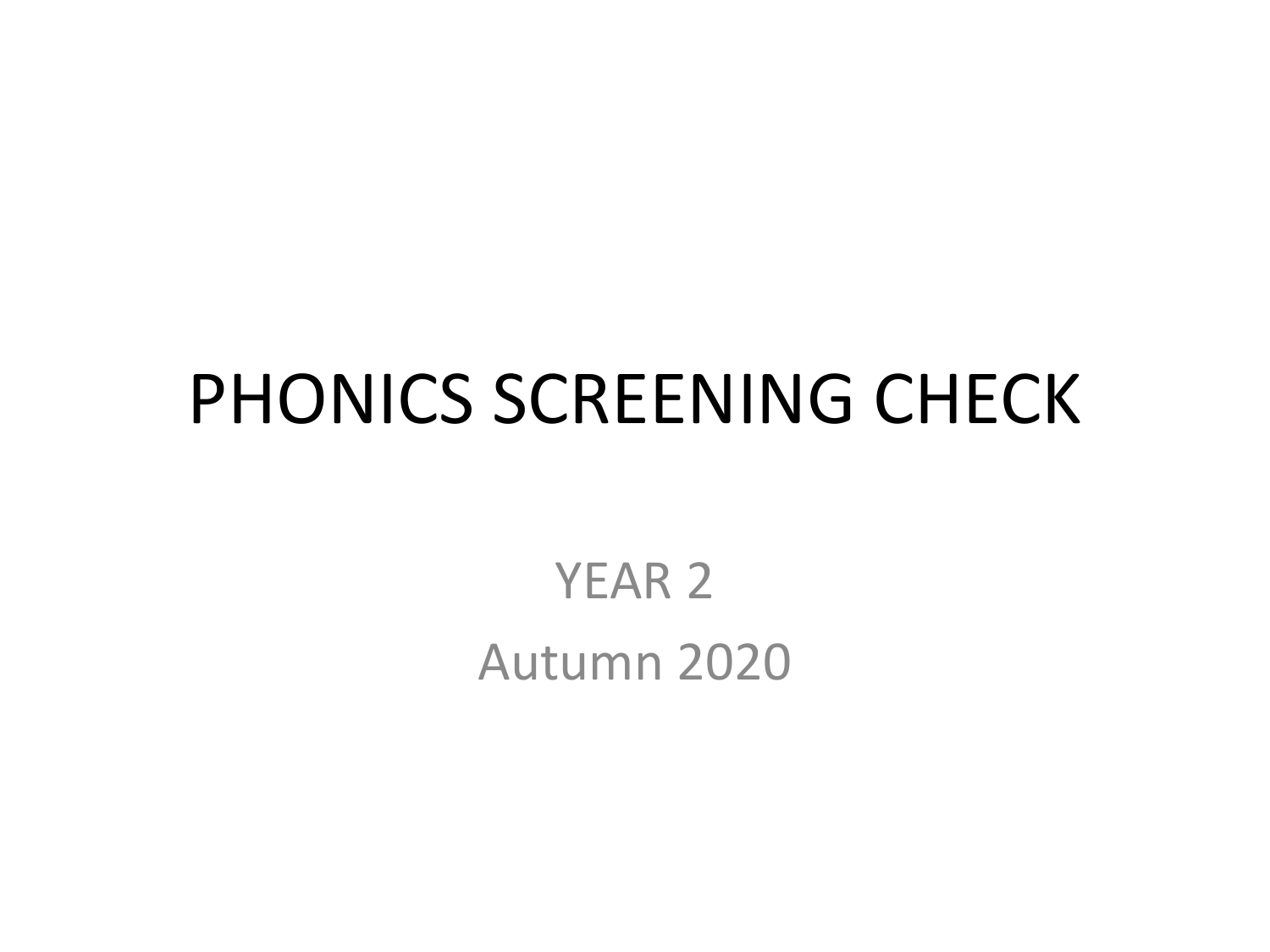# PHONICS SCREENING CHECK

YEAR 2

Autumn 2020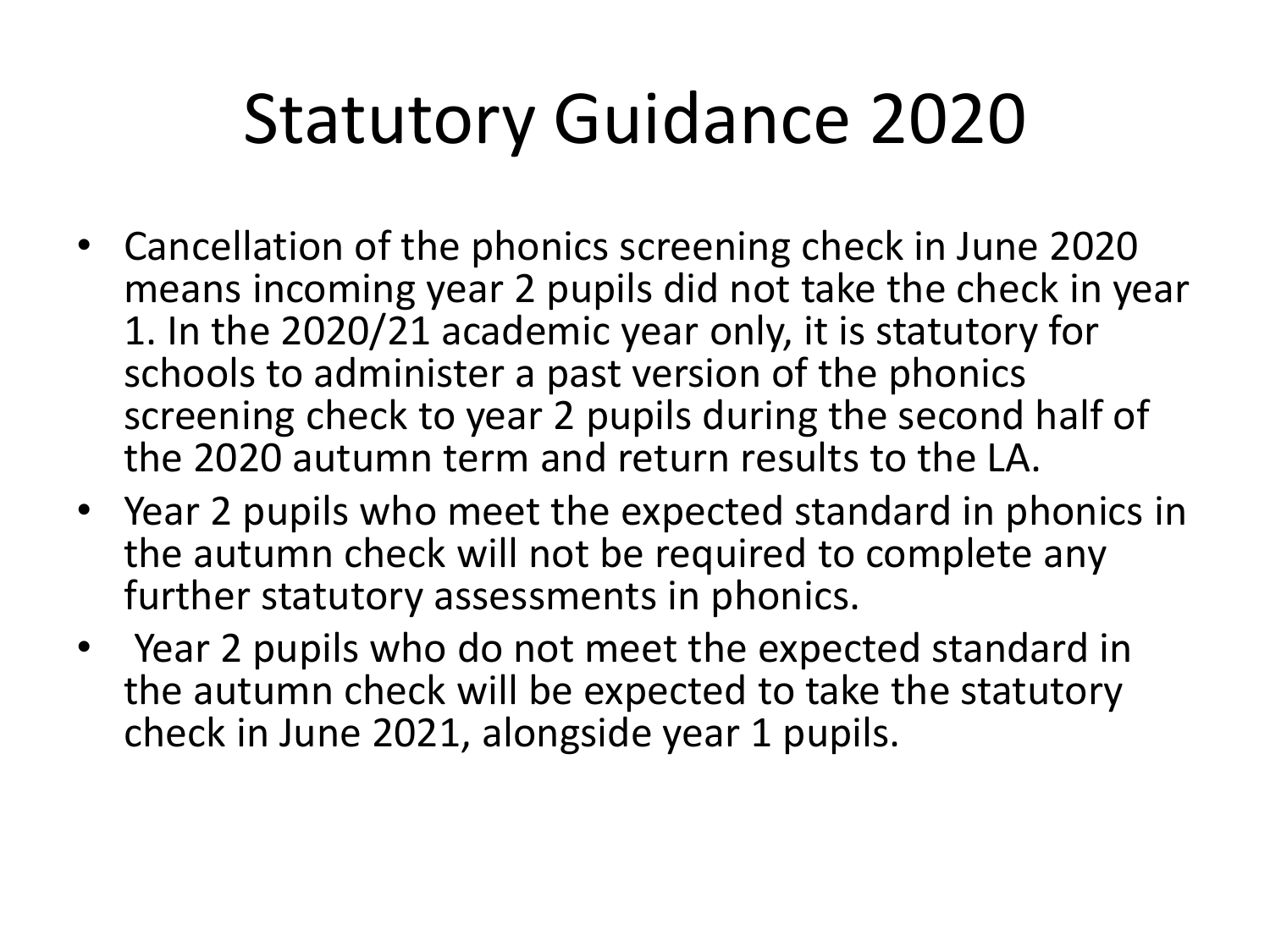# Statutory Guidance 2020

- Cancellation of the phonics screening check in June 2020 means incoming year 2 pupils did not take the check in year 1. In the 2020/21 academic year only, it is statutory for schools to administer a past version of the phonics screening check to year 2 pupils during the second half of the 2020 autumn term and return results to the LA.
- Year 2 pupils who meet the expected standard in phonics in the autumn check will not be required to complete any further statutory assessments in phonics.
- Year 2 pupils who do not meet the expected standard in the autumn check will be expected to take the statutory check in June 2021, alongside year 1 pupils.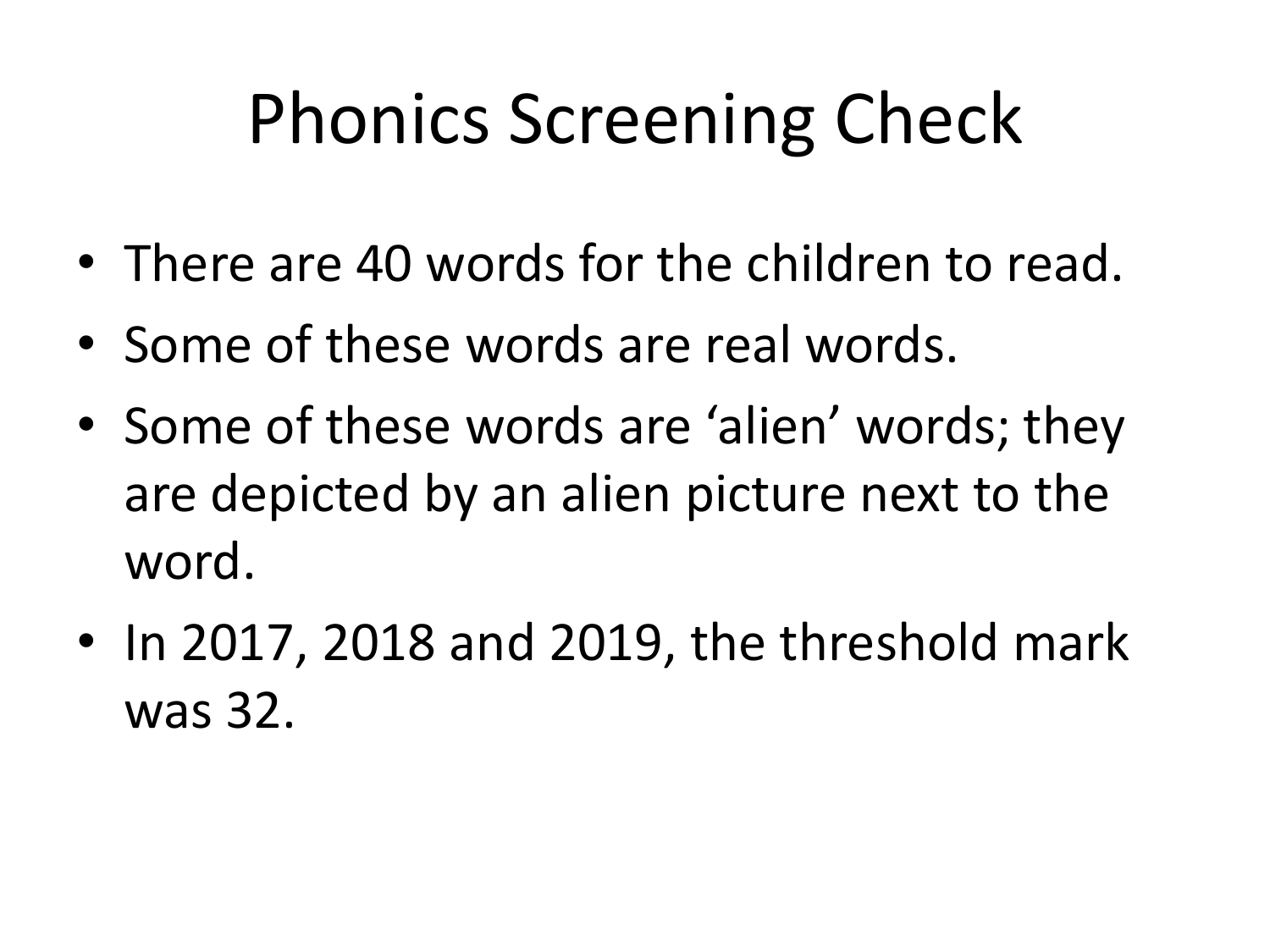# Phonics Screening Check

- There are 40 words for the children to read.
- Some of these words are real words.
- Some of these words are 'alien' words; they are depicted by an alien picture next to the word.
- In 2017, 2018 and 2019, the threshold mark was 32.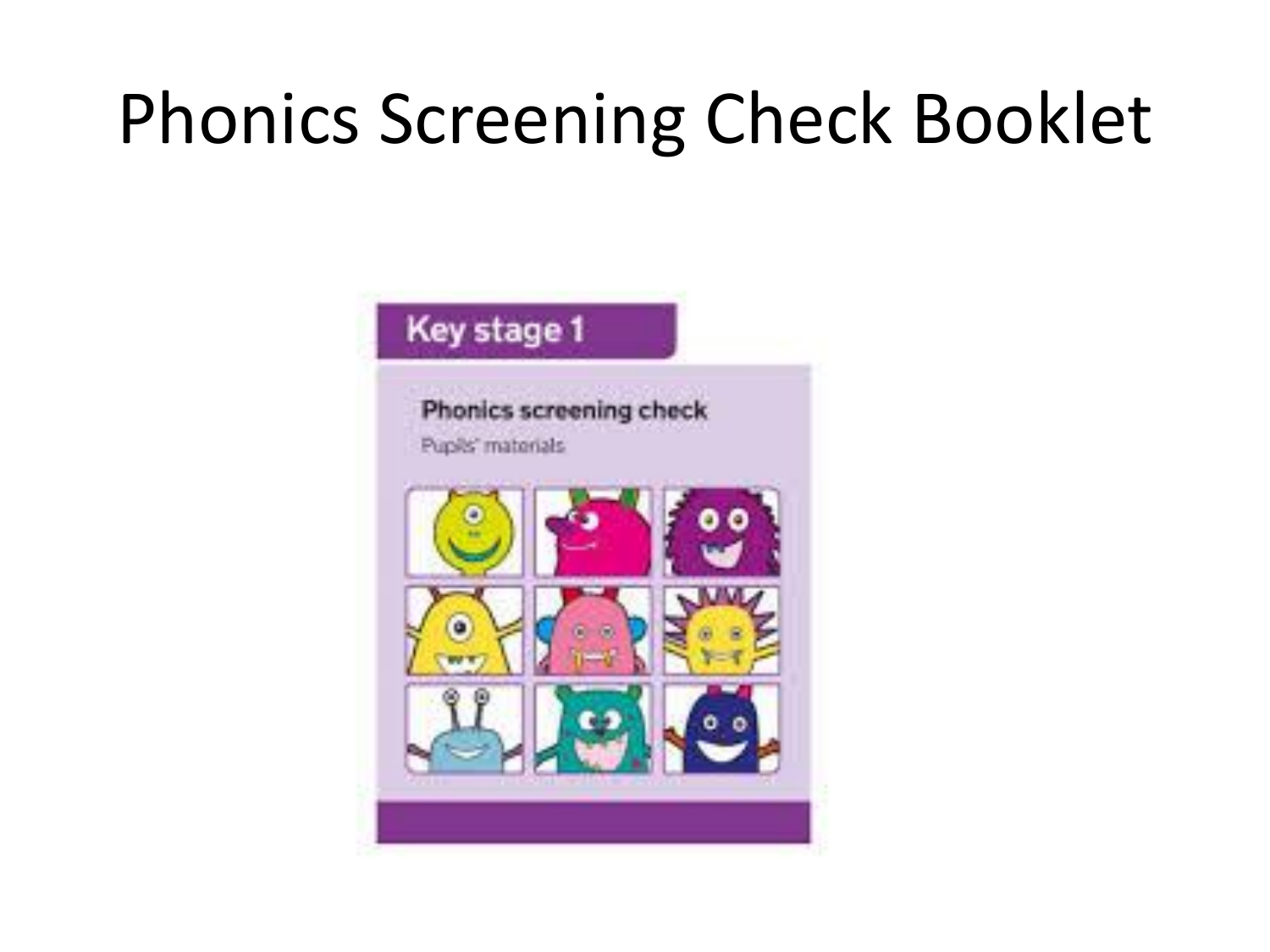# Phonics Screening Check Booklet

Key stage 1

Phonics screening check

Pupils' materials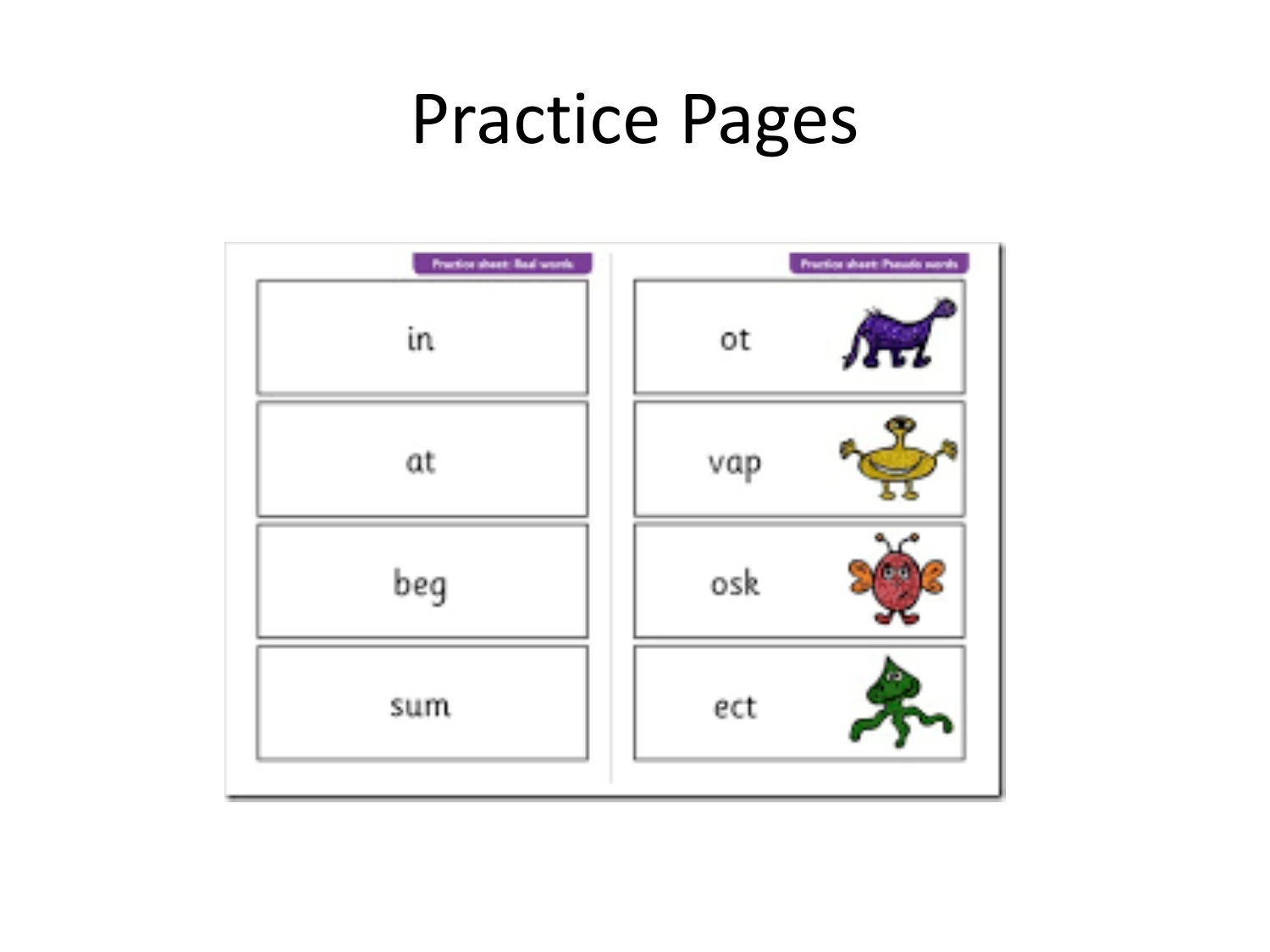# Practice Pages

| Practice sheet: Real words | Practice sheet: Pseudo words |
| --- | --- |
| in | ot |
| at | vap |
| beg | osk |
| sum | ect |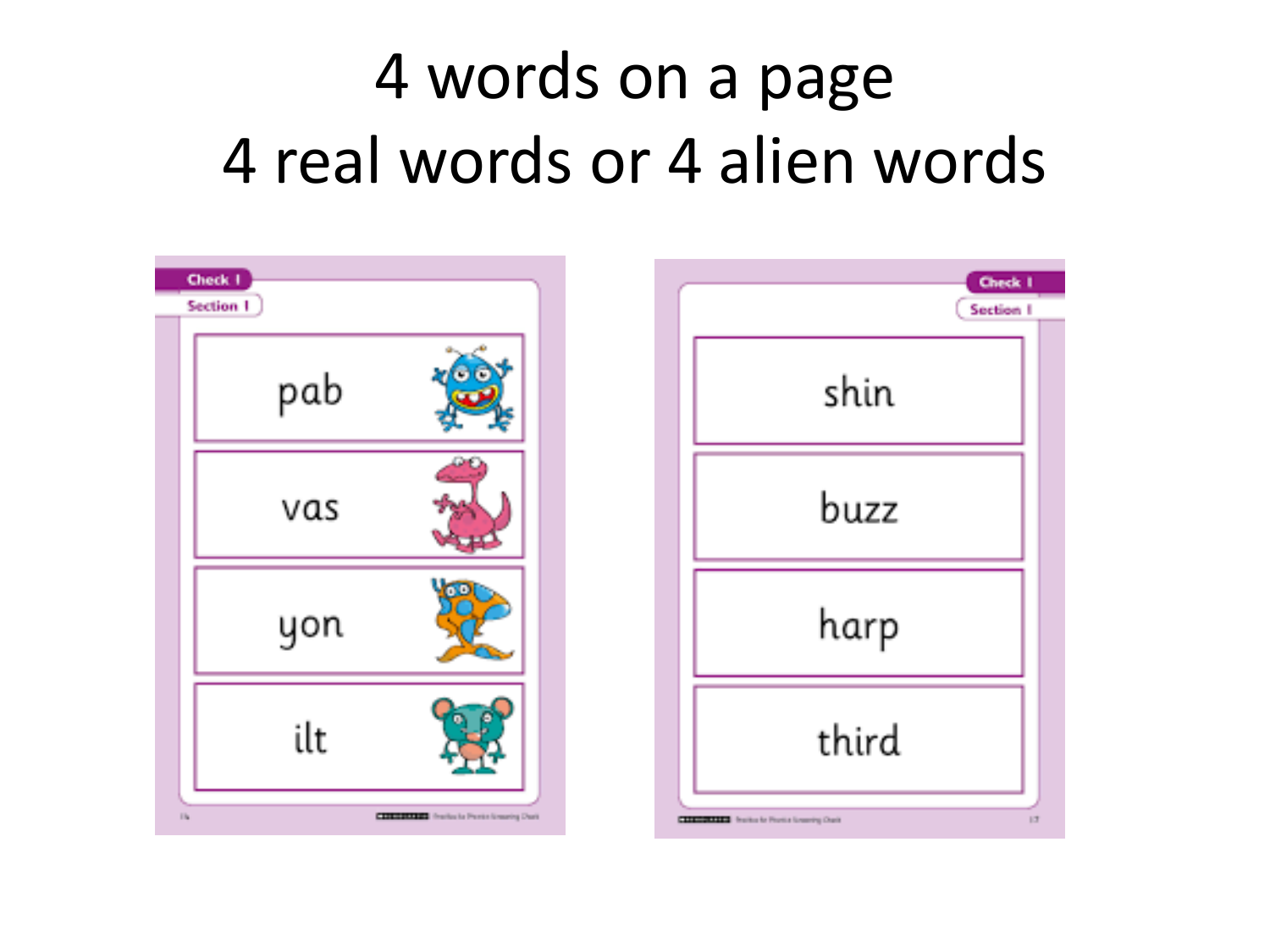# 4 words on a page
# 4 real words or 4 alien words

Check 1

Section 1

pab

vas

yon

ilt

Check 1

Section 1

shin

buzz

harp

third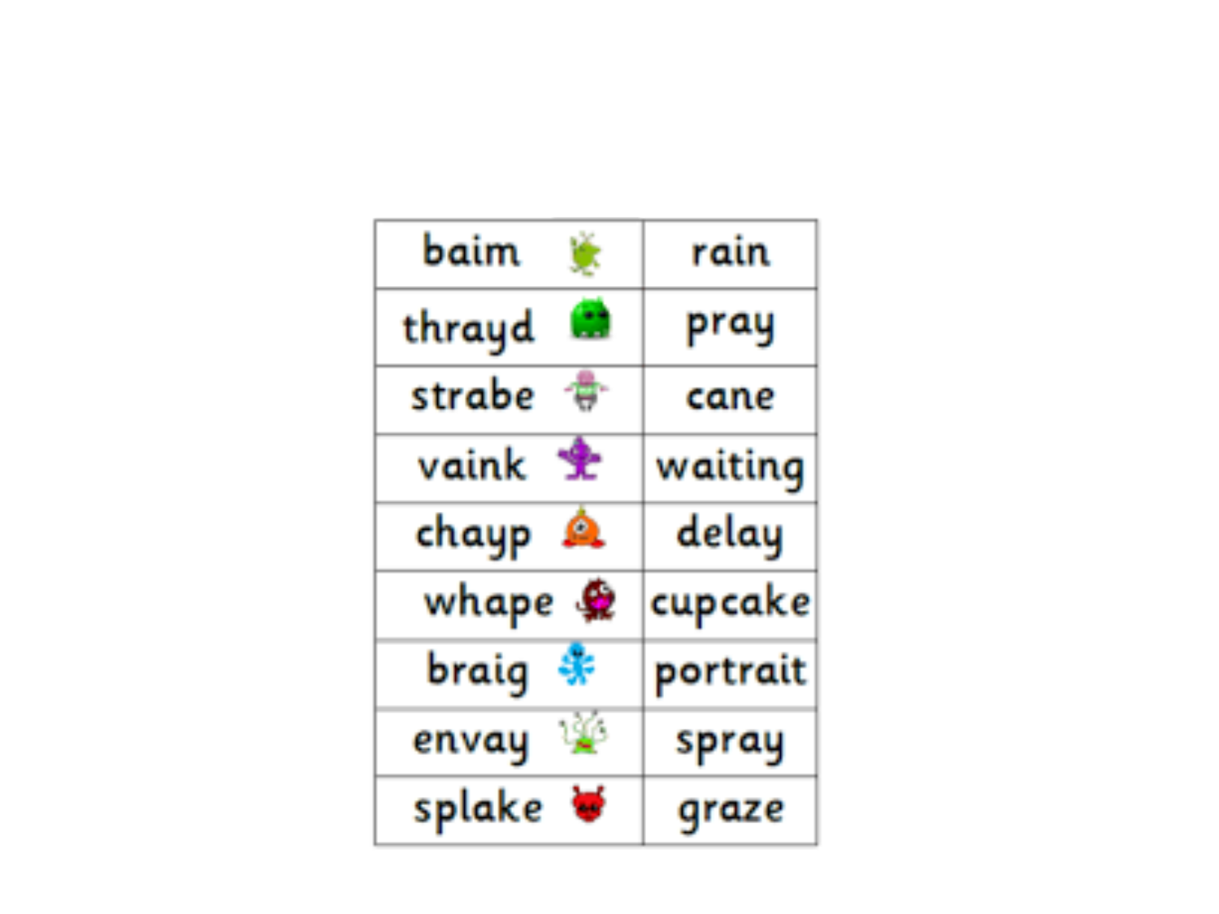| | |
|---|---|
| baim | rain |
| thrayd | pray |
| strabe | cane |
| vaink | waiting |
| chayp | delay |
| whape | cupcake |
| braig | portrait |
| envay | spray |
| splake | graze |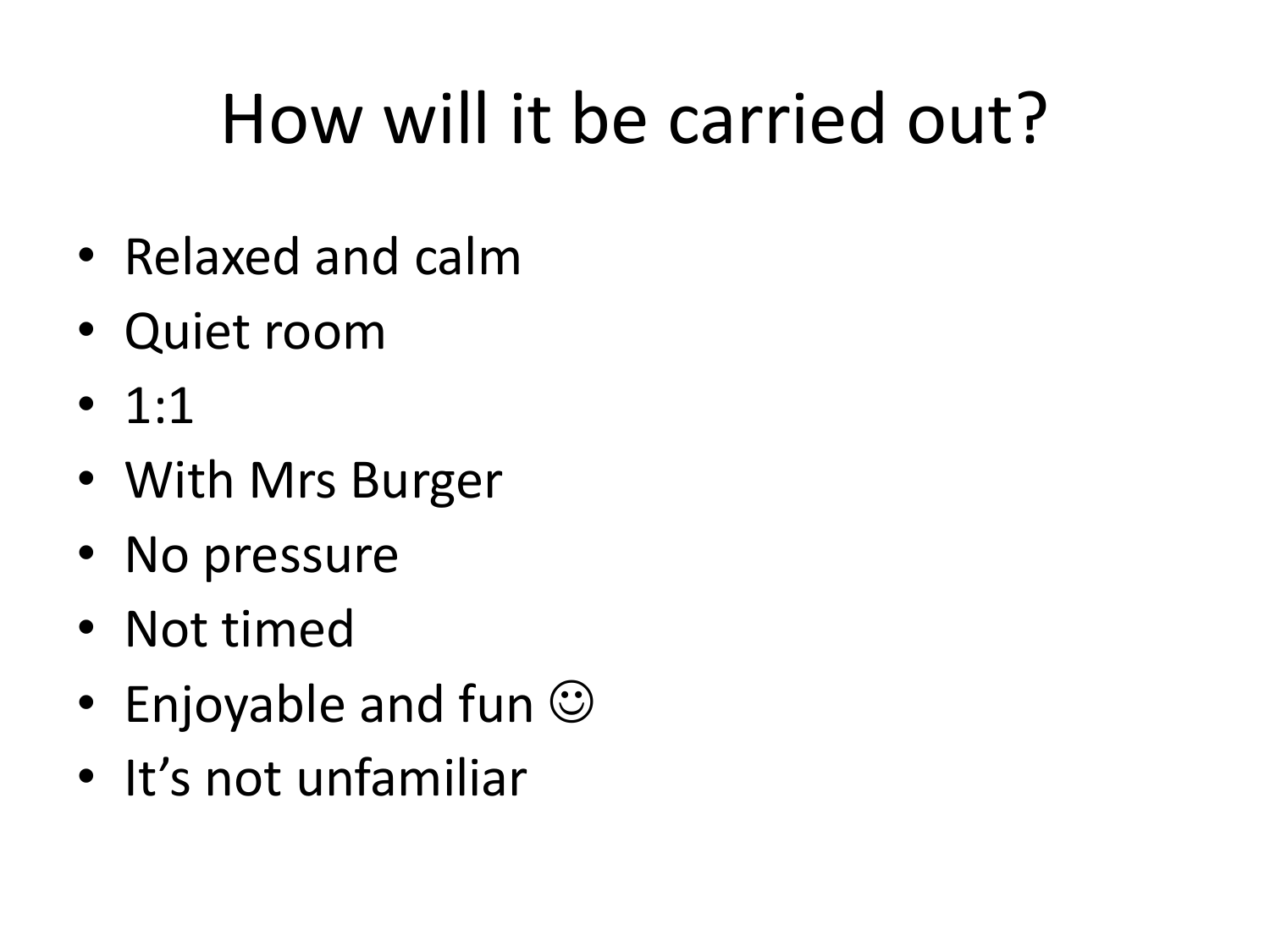# How will it be carried out?

- Relaxed and calm
- Quiet room
- 1:1
- With Mrs Burger
- No pressure
- Not timed
- Enjoyable and fun ☺
- It's not unfamiliar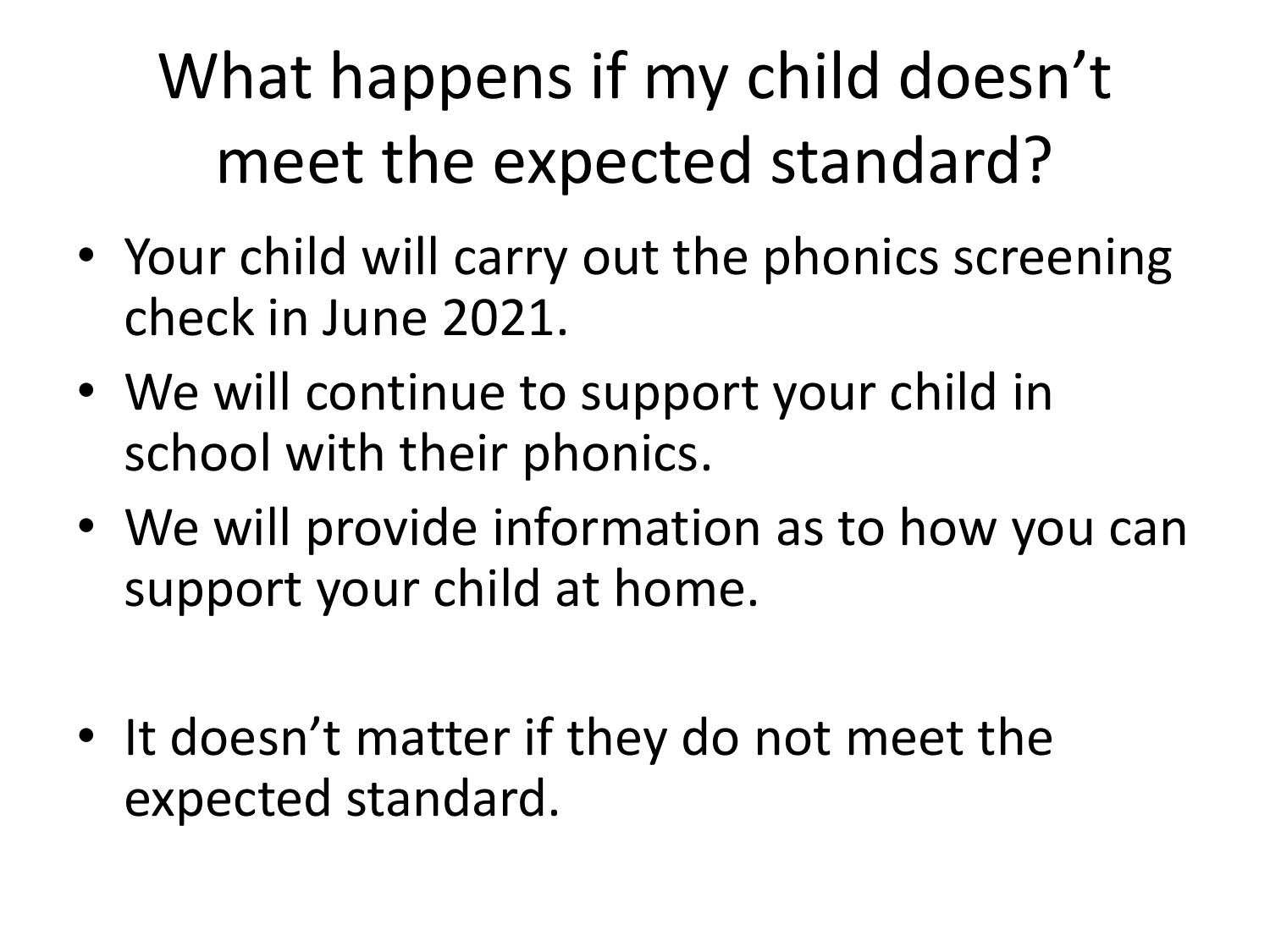# What happens if my child doesn't meet the expected standard?

- Your child will carry out the phonics screening check in June 2021.
- We will continue to support your child in school with their phonics.
- We will provide information as to how you can support your child at home.

- It doesn't matter if they do not meet the expected standard.